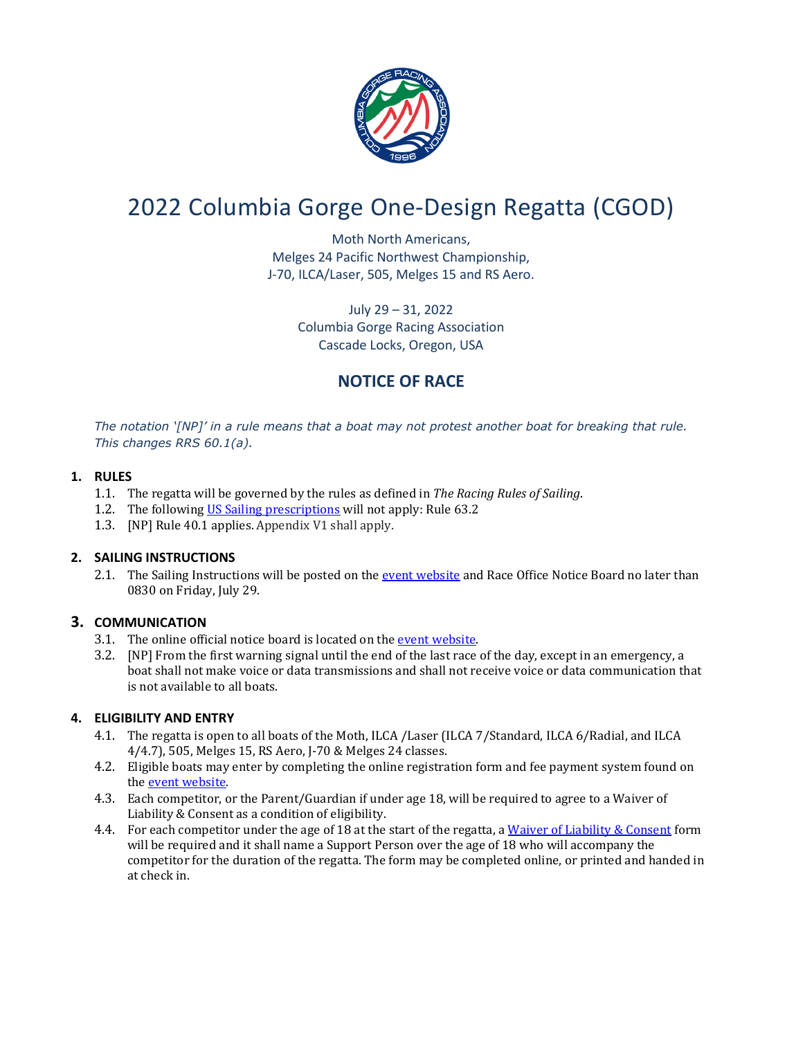# 2022 Columbia Gorge One-Design Regatta (CGOD)

Moth North Americans,
Melges 24 Pacific Northwest Championship,
J-70, ILCA/Laser, 505, Melges 15 and RS Aero.

July 29 – 31, 2022
Columbia Gorge Racing Association
Cascade Locks, Oregon, USA

## NOTICE OF RACE

*The notation '[NP]' in a rule means that a boat may not protest another boat for breaking that rule. This changes RRS 60.1(a).*

### 1. RULES

1.1. The regatta will be governed by the rules as defined in *The Racing Rules of Sailing*.

1.2. The following US Sailing prescriptions will not apply: Rule 63.2

1.3. [NP] Rule 40.1 applies. Appendix V1 shall apply.

### 2. SAILING INSTRUCTIONS

2.1. The Sailing Instructions will be posted on the event website and Race Office Notice Board no later than 0830 on Friday, July 29.

### 3. COMMUNICATION

3.1. The online official notice board is located on the event website.

3.2. [NP] From the first warning signal until the end of the last race of the day, except in an emergency, a boat shall not make voice or data transmissions and shall not receive voice or data communication that is not available to all boats.

### 4. ELIGIBILITY AND ENTRY

4.1. The regatta is open to all boats of the Moth, ILCA /Laser (ILCA 7/Standard, ILCA 6/Radial, and ILCA 4/4.7), 505, Melges 15, RS Aero, J-70 & Melges 24 classes.

4.2. Eligible boats may enter by completing the online registration form and fee payment system found on the event website.

4.3. Each competitor, or the Parent/Guardian if under age 18, will be required to agree to a Waiver of Liability & Consent as a condition of eligibility.

4.4. For each competitor under the age of 18 at the start of the regatta, a Waiver of Liability & Consent form will be required and it shall name a Support Person over the age of 18 who will accompany the competitor for the duration of the regatta. The form may be completed online, or printed and handed in at check in.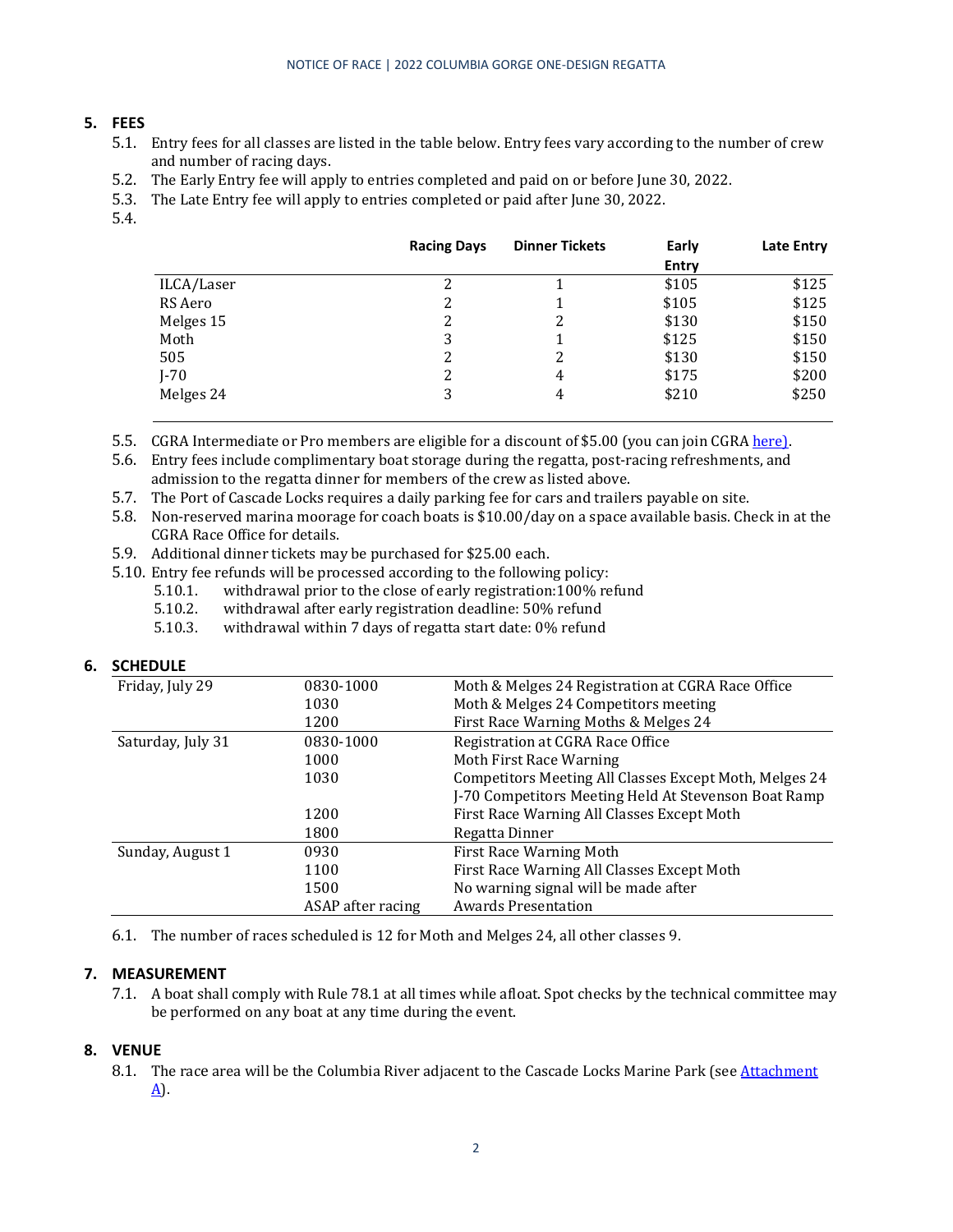## 5. FEES

5.1. Entry fees for all classes are listed in the table below. Entry fees vary according to the number of crew and number of racing days.

5.2. The Early Entry fee will apply to entries completed and paid on or before June 30, 2022.

5.3. The Late Entry fee will apply to entries completed or paid after June 30, 2022.

5.4.

| | Racing Days | Dinner Tickets | Early Entry | Late Entry |
|---|---|---|---|---|
| ILCA/Laser | 2 | 1 | $105 | $125 |
| RS Aero | 2 | 1 | $105 | $125 |
| Melges 15 | 2 | 2 | $130 | $150 |
| Moth | 3 | 1 | $125 | $150 |
| 505 | 2 | 2 | $130 | $150 |
| J-70 | 2 | 4 | $175 | $200 |
| Melges 24 | 3 | 4 | $210 | $250 |

5.5. CGRA Intermediate or Pro members are eligible for a discount of $5.00 (you can join CGRA here).

5.6. Entry fees include complimentary boat storage during the regatta, post-racing refreshments, and admission to the regatta dinner for members of the crew as listed above.

5.7. The Port of Cascade Locks requires a daily parking fee for cars and trailers payable on site.

5.8. Non-reserved marina moorage for coach boats is $10.00/day on a space available basis. Check in at the CGRA Race Office for details.

5.9. Additional dinner tickets may be purchased for $25.00 each.

5.10. Entry fee refunds will be processed according to the following policy:

5.10.1. withdrawal prior to the close of early registration:100% refund

5.10.2. withdrawal after early registration deadline: 50% refund

5.10.3. withdrawal within 7 days of regatta start date: 0% refund

## 6. SCHEDULE

| | | |
|---|---|---|
| Friday, July 29 | 0830-1000 | Moth & Melges 24 Registration at CGRA Race Office |
| | 1030 | Moth & Melges 24 Competitors meeting |
| | 1200 | First Race Warning Moths & Melges 24 |
| Saturday, July 31 | 0830-1000 | Registration at CGRA Race Office |
| | 1000 | Moth First Race Warning |
| | 1030 | Competitors Meeting All Classes Except Moth, Melges 24<br>J-70 Competitors Meeting Held At Stevenson Boat Ramp |
| | 1200 | First Race Warning All Classes Except Moth |
| | 1800 | Regatta Dinner |
| Sunday, August 1 | 0930 | First Race Warning Moth |
| | 1100 | First Race Warning All Classes Except Moth |
| | 1500 | No warning signal will be made after |
| | ASAP after racing | Awards Presentation |

6.1. The number of races scheduled is 12 for Moth and Melges 24, all other classes 9.

## 7. MEASUREMENT

7.1. A boat shall comply with Rule 78.1 at all times while afloat. Spot checks by the technical committee may be performed on any boat at any time during the event.

## 8. VENUE

8.1. The race area will be the Columbia River adjacent to the Cascade Locks Marine Park (see Attachment A).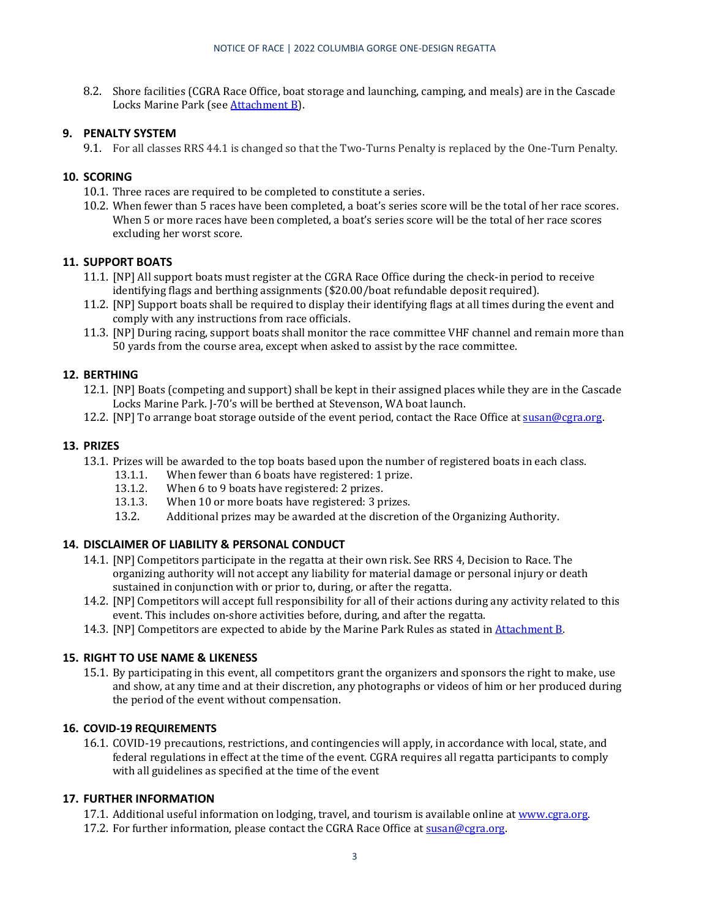8.2. Shore facilities (CGRA Race Office, boat storage and launching, camping, and meals) are in the Cascade Locks Marine Park (see [Attachment B](#)).

## 9. PENALTY SYSTEM

9.1. For all classes RRS 44.1 is changed so that the Two-Turns Penalty is replaced by the One-Turn Penalty.

## 10. SCORING

10.1. Three races are required to be completed to constitute a series.

10.2. When fewer than 5 races have been completed, a boat's series score will be the total of her race scores. When 5 or more races have been completed, a boat's series score will be the total of her race scores excluding her worst score.

## 11. SUPPORT BOATS

11.1. [NP] All support boats must register at the CGRA Race Office during the check-in period to receive identifying flags and berthing assignments ($20.00/boat refundable deposit required).

11.2. [NP] Support boats shall be required to display their identifying flags at all times during the event and comply with any instructions from race officials.

11.3. [NP] During racing, support boats shall monitor the race committee VHF channel and remain more than 50 yards from the course area, except when asked to assist by the race committee.

## 12. BERTHING

12.1. [NP] Boats (competing and support) shall be kept in their assigned places while they are in the Cascade Locks Marine Park. J-70's will be berthed at Stevenson, WA boat launch.

12.2. [NP] To arrange boat storage outside of the event period, contact the Race Office at [susan@cgra.org](mailto:susan@cgra.org).

## 13. PRIZES

13.1. Prizes will be awarded to the top boats based upon the number of registered boats in each class.

- 13.1.1. When fewer than 6 boats have registered: 1 prize.
- 13.1.2. When 6 to 9 boats have registered: 2 prizes.
- 13.1.3. When 10 or more boats have registered: 3 prizes.

13.2. Additional prizes may be awarded at the discretion of the Organizing Authority.

## 14. DISCLAIMER OF LIABILITY & PERSONAL CONDUCT

14.1. [NP] Competitors participate in the regatta at their own risk. See RRS 4, Decision to Race. The organizing authority will not accept any liability for material damage or personal injury or death sustained in conjunction with or prior to, during, or after the regatta.

14.2. [NP] Competitors will accept full responsibility for all of their actions during any activity related to this event. This includes on-shore activities before, during, and after the regatta.

14.3. [NP] Competitors are expected to abide by the Marine Park Rules as stated in [Attachment B](#).

## 15. RIGHT TO USE NAME & LIKENESS

15.1. By participating in this event, all competitors grant the organizers and sponsors the right to make, use and show, at any time and at their discretion, any photographs or videos of him or her produced during the period of the event without compensation.

## 16. COVID-19 REQUIREMENTS

16.1. COVID-19 precautions, restrictions, and contingencies will apply, in accordance with local, state, and federal regulations in effect at the time of the event. CGRA requires all regatta participants to comply with all guidelines as specified at the time of the event

## 17. FURTHER INFORMATION

17.1. Additional useful information on lodging, travel, and tourism is available online at [www.cgra.org](http://www.cgra.org).

17.2. For further information, please contact the CGRA Race Office at [susan@cgra.org](mailto:susan@cgra.org).